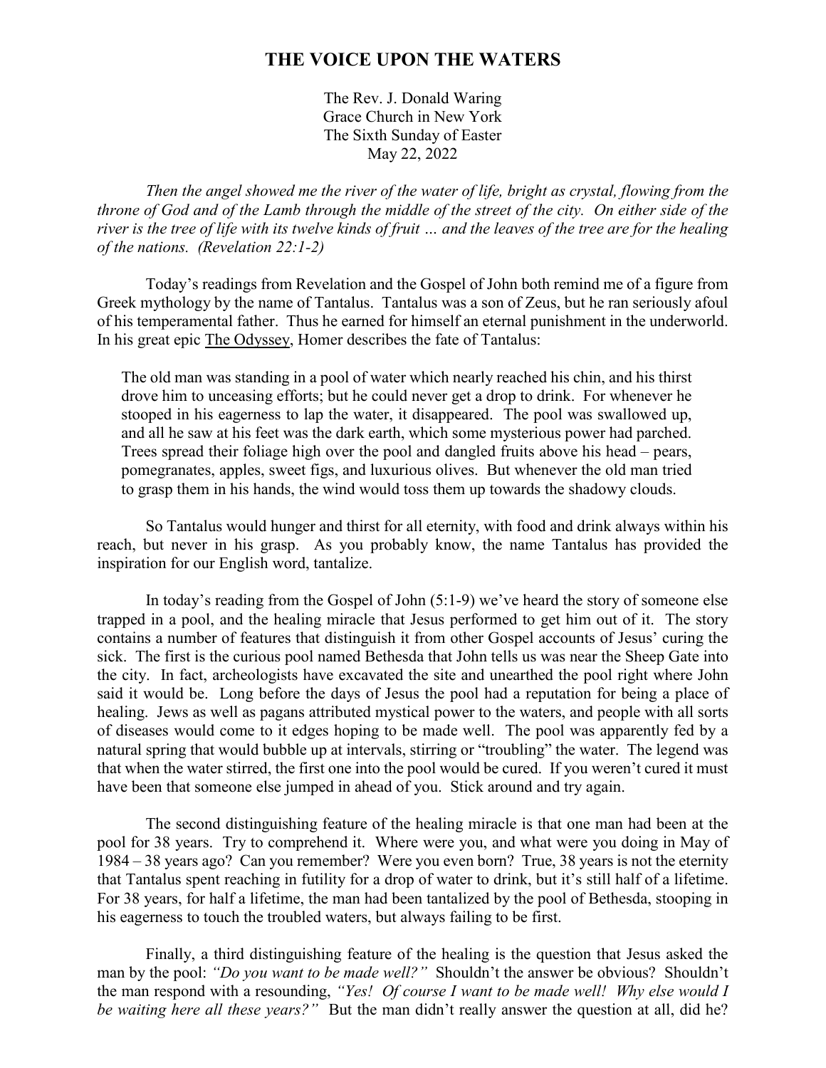# THE VOICE UPON THE WATERS

The Rev. J. Donald Waring
Grace Church in New York
The Sixth Sunday of Easter
May 22, 2022

*Then the angel showed me the river of the water of life, bright as crystal, flowing from the throne of God and of the Lamb through the middle of the street of the city. On either side of the river is the tree of life with its twelve kinds of fruit … and the leaves of the tree are for the healing of the nations. (Revelation 22:1-2)*

Today's readings from Revelation and the Gospel of John both remind me of a figure from Greek mythology by the name of Tantalus. Tantalus was a son of Zeus, but he ran seriously afoul of his temperamental father. Thus he earned for himself an eternal punishment in the underworld. In his great epic <u>The Odyssey</u>, Homer describes the fate of Tantalus:

> The old man was standing in a pool of water which nearly reached his chin, and his thirst drove him to unceasing efforts; but he could never get a drop to drink. For whenever he stooped in his eagerness to lap the water, it disappeared. The pool was swallowed up, and all he saw at his feet was the dark earth, which some mysterious power had parched. Trees spread their foliage high over the pool and dangled fruits above his head – pears, pomegranates, apples, sweet figs, and luxurious olives. But whenever the old man tried to grasp them in his hands, the wind would toss them up towards the shadowy clouds.

So Tantalus would hunger and thirst for all eternity, with food and drink always within his reach, but never in his grasp. As you probably know, the name Tantalus has provided the inspiration for our English word, tantalize.

In today's reading from the Gospel of John (5:1-9) we've heard the story of someone else trapped in a pool, and the healing miracle that Jesus performed to get him out of it. The story contains a number of features that distinguish it from other Gospel accounts of Jesus' curing the sick. The first is the curious pool named Bethesda that John tells us was near the Sheep Gate into the city. In fact, archeologists have excavated the site and unearthed the pool right where John said it would be. Long before the days of Jesus the pool had a reputation for being a place of healing. Jews as well as pagans attributed mystical power to the waters, and people with all sorts of diseases would come to it edges hoping to be made well. The pool was apparently fed by a natural spring that would bubble up at intervals, stirring or "troubling" the water. The legend was that when the water stirred, the first one into the pool would be cured. If you weren't cured it must have been that someone else jumped in ahead of you. Stick around and try again.

The second distinguishing feature of the healing miracle is that one man had been at the pool for 38 years. Try to comprehend it. Where were you, and what were you doing in May of 1984 – 38 years ago? Can you remember? Were you even born? True, 38 years is not the eternity that Tantalus spent reaching in futility for a drop of water to drink, but it's still half of a lifetime. For 38 years, for half a lifetime, the man had been tantalized by the pool of Bethesda, stooping in his eagerness to touch the troubled waters, but always failing to be first.

Finally, a third distinguishing feature of the healing is the question that Jesus asked the man by the pool: *"Do you want to be made well?"* Shouldn't the answer be obvious? Shouldn't the man respond with a resounding, *"Yes! Of course I want to be made well! Why else would I be waiting here all these years?"* But the man didn't really answer the question at all, did he?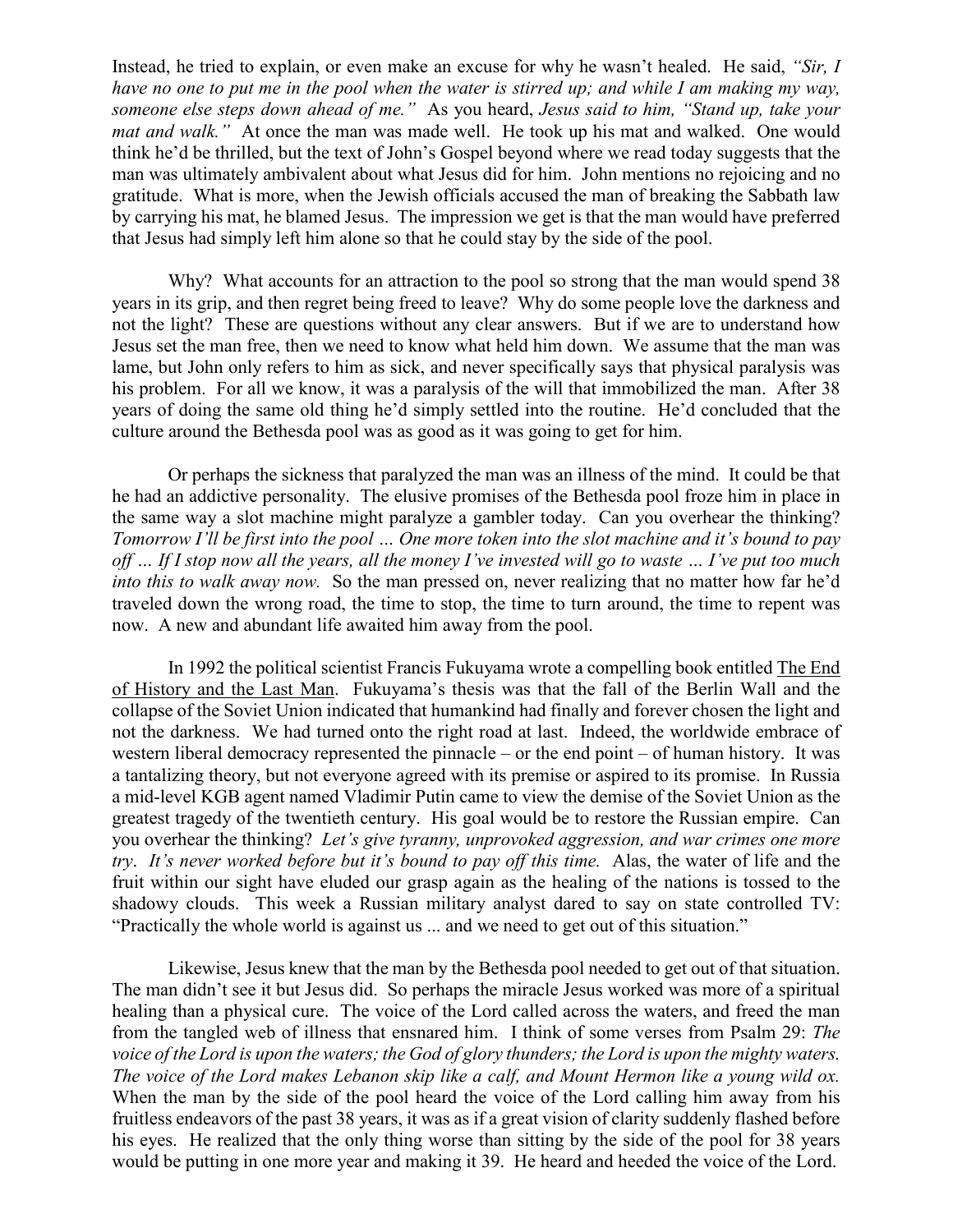Instead, he tried to explain, or even make an excuse for why he wasn't healed. He said, *"Sir, I have no one to put me in the pool when the water is stirred up; and while I am making my way, someone else steps down ahead of me."* As you heard, *Jesus said to him, "Stand up, take your mat and walk."* At once the man was made well. He took up his mat and walked. One would think he'd be thrilled, but the text of John's Gospel beyond where we read today suggests that the man was ultimately ambivalent about what Jesus did for him. John mentions no rejoicing and no gratitude. What is more, when the Jewish officials accused the man of breaking the Sabbath law by carrying his mat, he blamed Jesus. The impression we get is that the man would have preferred that Jesus had simply left him alone so that he could stay by the side of the pool.

Why? What accounts for an attraction to the pool so strong that the man would spend 38 years in its grip, and then regret being freed to leave? Why do some people love the darkness and not the light? These are questions without any clear answers. But if we are to understand how Jesus set the man free, then we need to know what held him down. We assume that the man was lame, but John only refers to him as sick, and never specifically says that physical paralysis was his problem. For all we know, it was a paralysis of the will that immobilized the man. After 38 years of doing the same old thing he'd simply settled into the routine. He'd concluded that the culture around the Bethesda pool was as good as it was going to get for him.

Or perhaps the sickness that paralyzed the man was an illness of the mind. It could be that he had an addictive personality. The elusive promises of the Bethesda pool froze him in place in the same way a slot machine might paralyze a gambler today. Can you overhear the thinking? *Tomorrow I'll be first into the pool … One more token into the slot machine and it's bound to pay off … If I stop now all the years, all the money I've invested will go to waste … I've put too much into this to walk away now.* So the man pressed on, never realizing that no matter how far he'd traveled down the wrong road, the time to stop, the time to turn around, the time to repent was now. A new and abundant life awaited him away from the pool.

In 1992 the political scientist Francis Fukuyama wrote a compelling book entitled <u>The End of History and the Last Man</u>. Fukuyama's thesis was that the fall of the Berlin Wall and the collapse of the Soviet Union indicated that humankind had finally and forever chosen the light and not the darkness. We had turned onto the right road at last. Indeed, the worldwide embrace of western liberal democracy represented the pinnacle – or the end point – of human history. It was a tantalizing theory, but not everyone agreed with its premise or aspired to its promise. In Russia a mid-level KGB agent named Vladimir Putin came to view the demise of the Soviet Union as the greatest tragedy of the twentieth century. His goal would be to restore the Russian empire. Can you overhear the thinking? *Let's give tyranny, unprovoked aggression, and war crimes one more try. It's never worked before but it's bound to pay off this time.* Alas, the water of life and the fruit within our sight have eluded our grasp again as the healing of the nations is tossed to the shadowy clouds. This week a Russian military analyst dared to say on state controlled TV: "Practically the whole world is against us ... and we need to get out of this situation."

Likewise, Jesus knew that the man by the Bethesda pool needed to get out of that situation. The man didn't see it but Jesus did. So perhaps the miracle Jesus worked was more of a spiritual healing than a physical cure. The voice of the Lord called across the waters, and freed the man from the tangled web of illness that ensnared him. I think of some verses from Psalm 29: *The voice of the Lord is upon the waters; the God of glory thunders; the Lord is upon the mighty waters. The voice of the Lord makes Lebanon skip like a calf, and Mount Hermon like a young wild ox.* When the man by the side of the pool heard the voice of the Lord calling him away from his fruitless endeavors of the past 38 years, it was as if a great vision of clarity suddenly flashed before his eyes. He realized that the only thing worse than sitting by the side of the pool for 38 years would be putting in one more year and making it 39. He heard and heeded the voice of the Lord.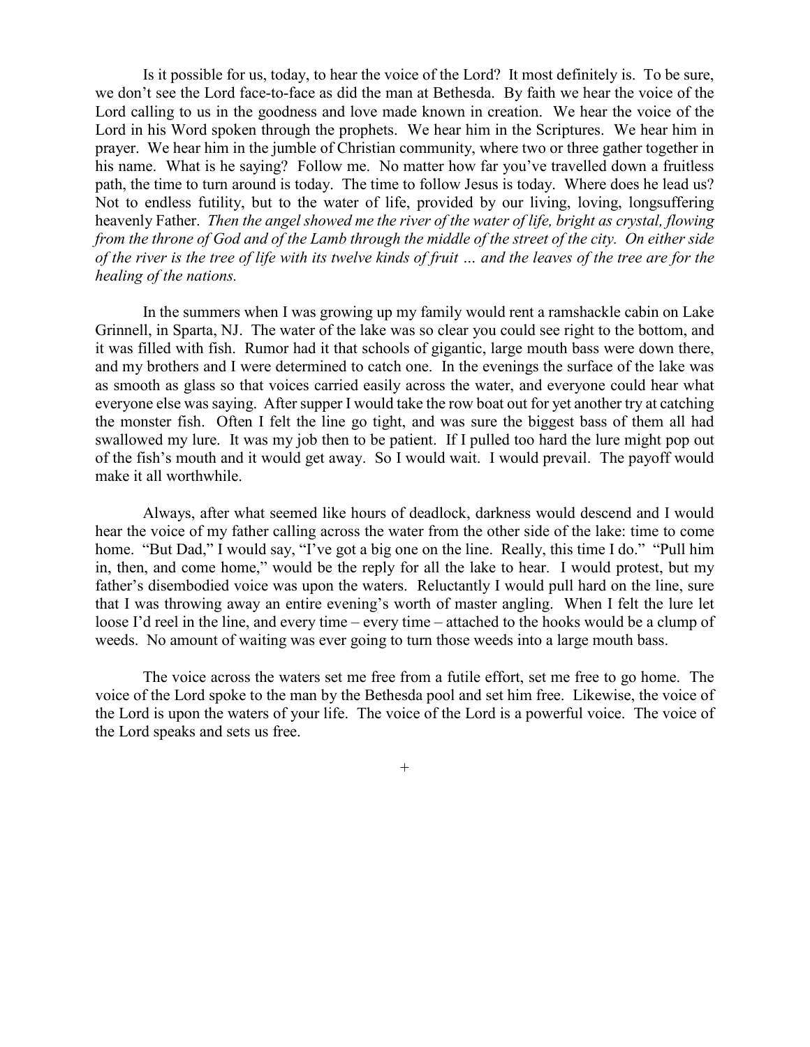Is it possible for us, today, to hear the voice of the Lord? It most definitely is. To be sure, we don't see the Lord face-to-face as did the man at Bethesda. By faith we hear the voice of the Lord calling to us in the goodness and love made known in creation. We hear the voice of the Lord in his Word spoken through the prophets. We hear him in the Scriptures. We hear him in prayer. We hear him in the jumble of Christian community, where two or three gather together in his name. What is he saying? Follow me. No matter how far you've travelled down a fruitless path, the time to turn around is today. The time to follow Jesus is today. Where does he lead us? Not to endless futility, but to the water of life, provided by our living, loving, longsuffering heavenly Father. *Then the angel showed me the river of the water of life, bright as crystal, flowing from the throne of God and of the Lamb through the middle of the street of the city. On either side of the river is the tree of life with its twelve kinds of fruit … and the leaves of the tree are for the healing of the nations.*

In the summers when I was growing up my family would rent a ramshackle cabin on Lake Grinnell, in Sparta, NJ. The water of the lake was so clear you could see right to the bottom, and it was filled with fish. Rumor had it that schools of gigantic, large mouth bass were down there, and my brothers and I were determined to catch one. In the evenings the surface of the lake was as smooth as glass so that voices carried easily across the water, and everyone could hear what everyone else was saying. After supper I would take the row boat out for yet another try at catching the monster fish. Often I felt the line go tight, and was sure the biggest bass of them all had swallowed my lure. It was my job then to be patient. If I pulled too hard the lure might pop out of the fish's mouth and it would get away. So I would wait. I would prevail. The payoff would make it all worthwhile.

Always, after what seemed like hours of deadlock, darkness would descend and I would hear the voice of my father calling across the water from the other side of the lake: time to come home. "But Dad," I would say, "I've got a big one on the line. Really, this time I do." "Pull him in, then, and come home," would be the reply for all the lake to hear. I would protest, but my father's disembodied voice was upon the waters. Reluctantly I would pull hard on the line, sure that I was throwing away an entire evening's worth of master angling. When I felt the lure let loose I'd reel in the line, and every time – every time – attached to the hooks would be a clump of weeds. No amount of waiting was ever going to turn those weeds into a large mouth bass.

The voice across the waters set me free from a futile effort, set me free to go home. The voice of the Lord spoke to the man by the Bethesda pool and set him free. Likewise, the voice of the Lord is upon the waters of your life. The voice of the Lord is a powerful voice. The voice of the Lord speaks and sets us free.

+